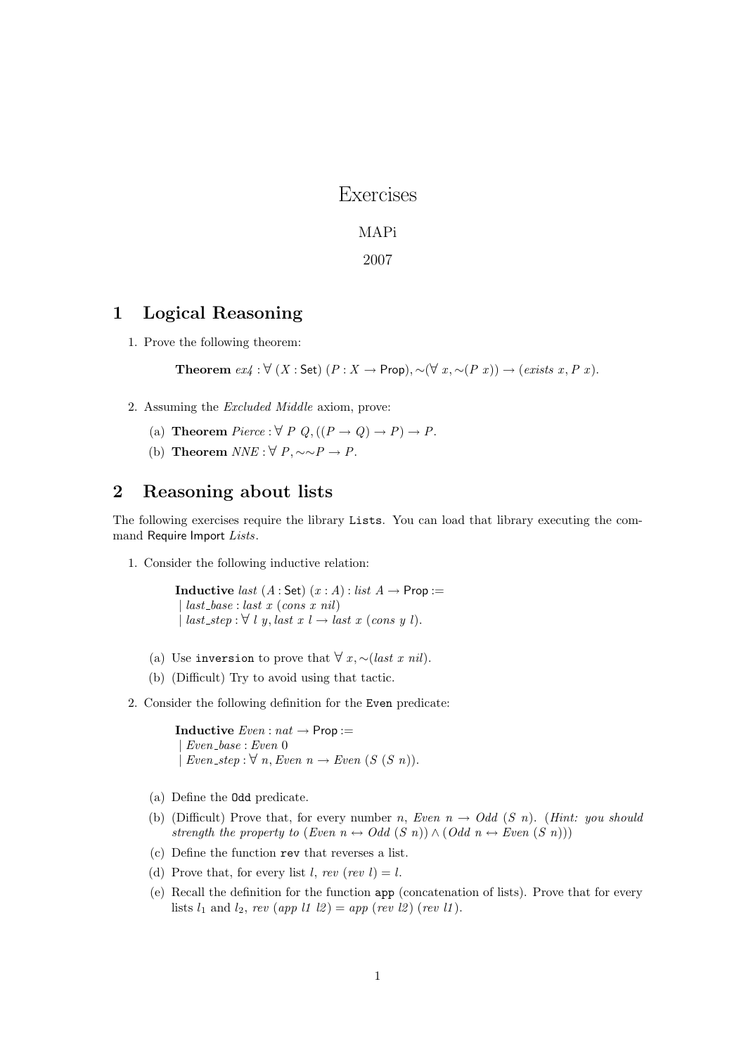# Exercises

MAPi

2007

## 1 Logical Reasoning

1. Prove the following theorem:

   **Theorem** *ex4* : $\forall$ ($X$ : Set) ($P$ : $X \to$ Prop), $\sim(\forall\ x, \sim(P\ x)) \to (exists\ x, P\ x)$.

2. Assuming the *Excluded Middle* axiom, prove:

   (a) **Theorem** *Pierce* : $\forall\ P\ Q, ((P \to Q) \to P) \to P$.

   (b) **Theorem** *NNE* : $\forall\ P, \sim\sim P \to P$.

## 2 Reasoning about lists

The following exercises require the library `Lists`. You can load that library executing the command Require Import *Lists*.

1. Consider the following inductive relation:

   **Inductive** *last* ($A$ : Set) ($x$ : $A$) : *list* $A \to$ Prop :=
   | *last_base* : *last* $x$ (*cons* $x$ *nil*)
   | *last_step* : $\forall\ l\ y$, *last* $x\ l \to$ *last* $x$ (*cons* $y\ l$).

   (a) Use `inversion` to prove that $\forall\ x, \sim$(*last* $x$ *nil*).

   (b) (Difficult) Try to avoid using that tactic.

2. Consider the following definition for the `Even` predicate:

   **Inductive** *Even* : *nat* $\to$ Prop :=
   | *Even_base* : *Even* 0
   | *Even_step* : $\forall\ n$, *Even* $n \to$ *Even* ($S$ ($S$ $n$)).

   (a) Define the `Odd` predicate.

   (b) (Difficult) Prove that, for every number $n$, *Even* $n \to$ *Odd* ($S$ $n$). (*Hint: you should strength the property to* (*Even* $n \leftrightarrow$ *Odd* ($S$ $n$)) $\wedge$ (*Odd* $n \leftrightarrow$ *Even* ($S$ $n$)))

   (c) Define the function `rev` that reverses a list.

   (d) Prove that, for every list $l$, *rev* (*rev* $l$) = $l$.

   (e) Recall the definition for the function `app` (concatenation of lists). Prove that for every lists $l_1$ and $l_2$, *rev* (*app l1 l2*) = *app* (*rev l2*) (*rev l1*).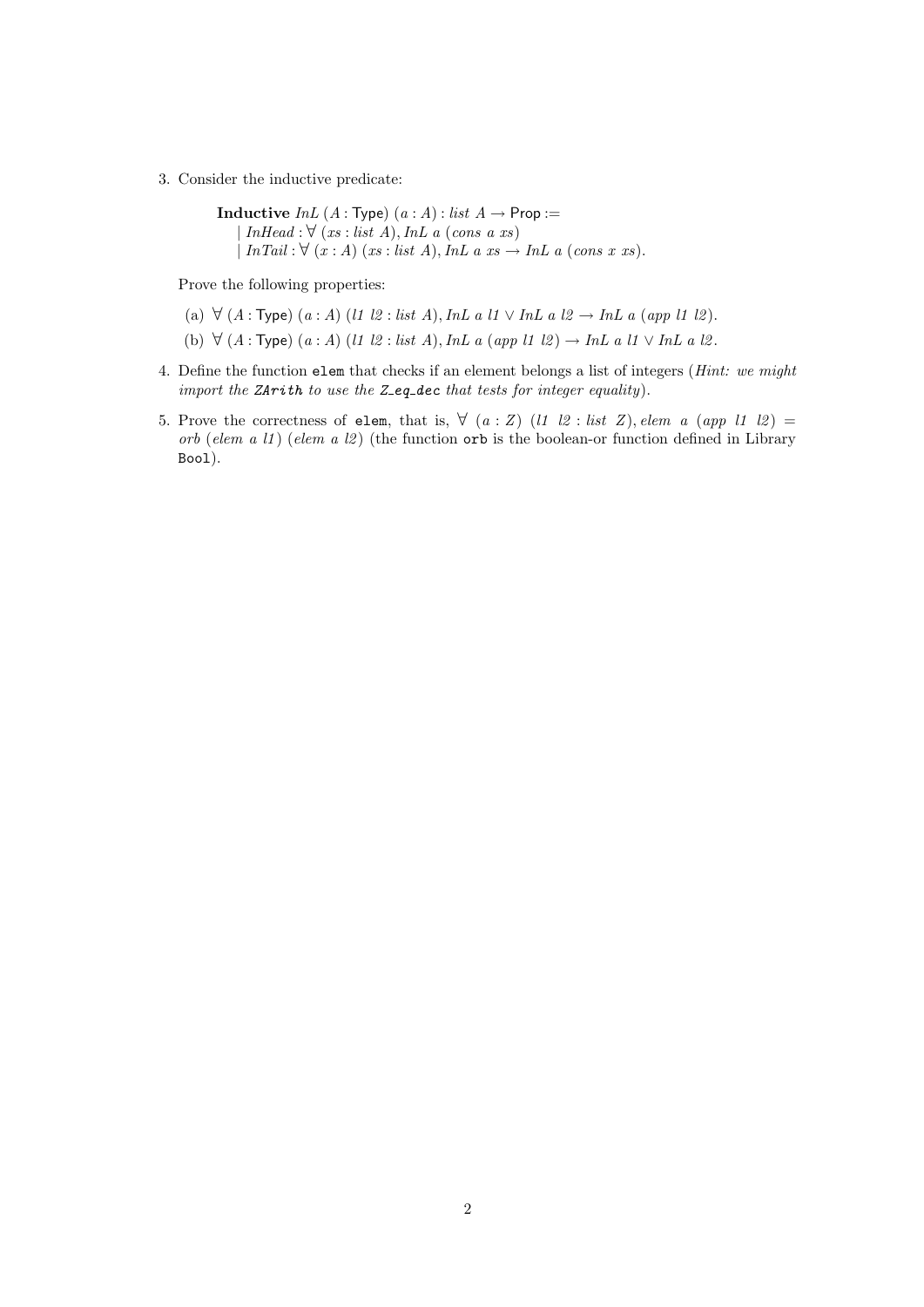3. Consider the inductive predicate:

   **Inductive** $InL\ (A : \mathsf{Type})\ (a : A) : list\ A \to \mathsf{Prop} :=$
   $\mid InHead : \forall\ (xs : list\ A), InL\ a\ (cons\ a\ xs)$
   $\mid InTail : \forall\ (x : A)\ (xs : list\ A), InL\ a\ xs \to InL\ a\ (cons\ x\ xs).$

   Prove the following properties:

   (a) $\forall\ (A : \mathsf{Type})\ (a : A)\ (l1\ l2 : list\ A), InL\ a\ l1 \vee InL\ a\ l2 \to InL\ a\ (app\ l1\ l2).$

   (b) $\forall\ (A : \mathsf{Type})\ (a : A)\ (l1\ l2 : list\ A), InL\ a\ (app\ l1\ l2) \to InL\ a\ l1 \vee InL\ a\ l2.$

4. Define the function `elem` that checks if an element belongs a list of integers (*Hint: we might import the* `ZArith` *to use the* $Z\_eq\_dec$ *that tests for integer equality*).

5. Prove the correctness of `elem`, that is, $\forall\ (a : Z)\ (l1\ l2 : list\ Z), elem\ a\ (app\ l1\ l2) = orb\ (elem\ a\ l1)\ (elem\ a\ l2)$ (the function `orb` is the boolean-or function defined in Library `Bool`).